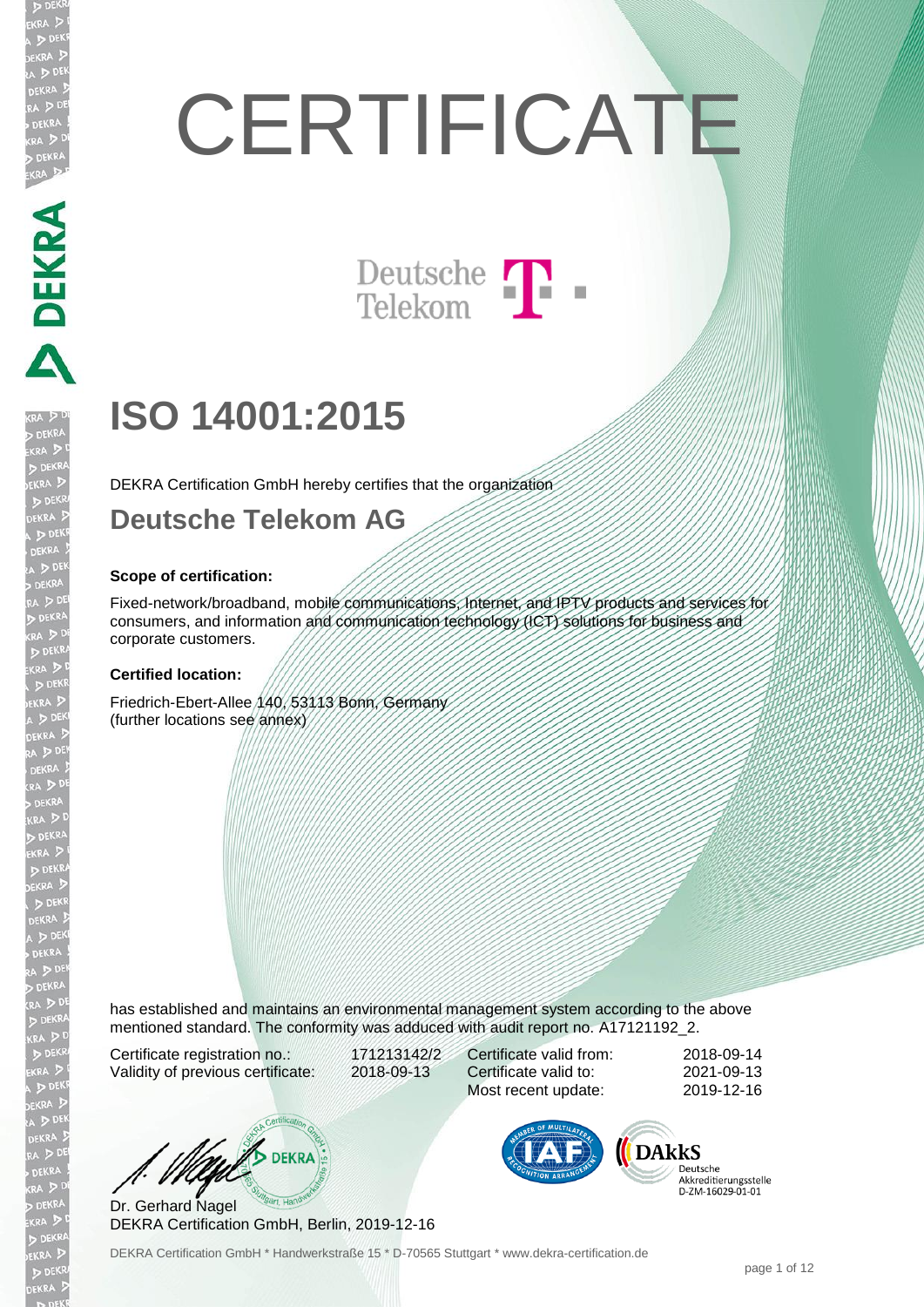# CERTIFICATE

Deutsche Telekom

# ISO 14001:2015

DEKRA Certification GmbH hereby certifies that the organization

## Deutsche Telekom AG

**Scope of certification:**

Fixed-network/broadband, mobile communications, Internet, and IPTV products and services for consumers, and information and communication technology (ICT) solutions for business and corporate customers.

**Certified location:**

Friedrich-Ebert-Allee 140, 53113 Bonn, Germany
(further locations see annex)

has established and maintains an environmental management system according to the above mentioned standard. The conformity was adduced with audit report no. A17121192_2.

| | | | |
|---|---|---|---|
| Certificate registration no.: | 171213142/2 | Certificate valid from: | 2018-09-14 |
| Validity of previous certificate: | 2018-09-13 | Certificate valid to: | 2021-09-13 |
| | | Most recent update: | 2019-12-16 |

Dr. Gerhard Nagel
DEKRA Certification GmbH, Berlin, 2019-12-16

DAkkS Deutsche Akkreditierungsstelle D-ZM-16029-01-01

DEKRA Certification GmbH * Handwerkstraße 15 * D-70565 Stuttgart * www.dekra-certification.de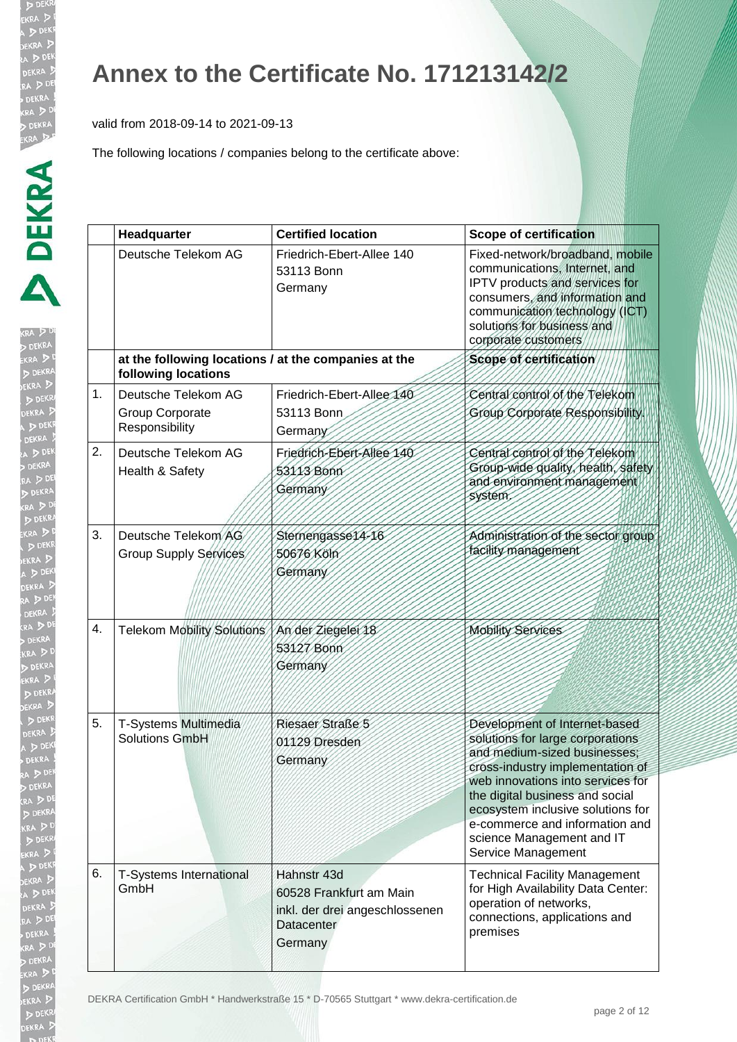# Annex to the Certificate No. 171213142/2

valid from 2018-09-14 to 2021-09-13

The following locations / companies belong to the certificate above:

| | Headquarter | Certified location | Scope of certification |
|---|---|---|---|
| | Deutsche Telekom AG | Friedrich-Ebert-Allee 140<br>53113 Bonn<br>Germany | Fixed-network/broadband, mobile communications, Internet, and IPTV products and services for consumers, and information and communication technology (ICT) solutions for business and corporate customers |
| | **at the following locations / at the companies at the following locations** | | **Scope of certification** |
| 1. | Deutsche Telekom AG<br>Group Corporate Responsibility | Friedrich-Ebert-Allee 140<br>53113 Bonn<br>Germany | Central control of the Telekom Group Corporate Responsibility. |
| 2. | Deutsche Telekom AG<br>Health & Safety | Friedrich-Ebert-Allee 140<br>53113 Bonn<br>Germany | Central control of the Telekom Group-wide quality, health, safety and environment management system. |
| 3. | Deutsche Telekom AG<br>Group Supply Services | Sternengasse14-16<br>50676 Köln<br>Germany | Administration of the sector group facility management |
| 4. | Telekom Mobility Solutions | An der Ziegelei 18<br>53127 Bonn<br>Germany | Mobility Services |
| 5. | T-Systems Multimedia Solutions GmbH | Riesaer Straße 5<br>01129 Dresden<br>Germany | Development of Internet-based solutions for large corporations and medium-sized businesses; cross-industry implementation of web innovations into services for the digital business and social ecosystem inclusive solutions for e-commerce and information and science Management and IT Service Management |
| 6. | T-Systems International GmbH | Hahnstr 43d<br>60528 Frankfurt am Main<br>inkl. der drei angeschlossenen Datacenter<br>Germany | Technical Facility Management for High Availability Data Center: operation of networks, connections, applications and premises |

DEKRA Certification GmbH * Handwerkstraße 15 * D-70565 Stuttgart * www.dekra-certification.de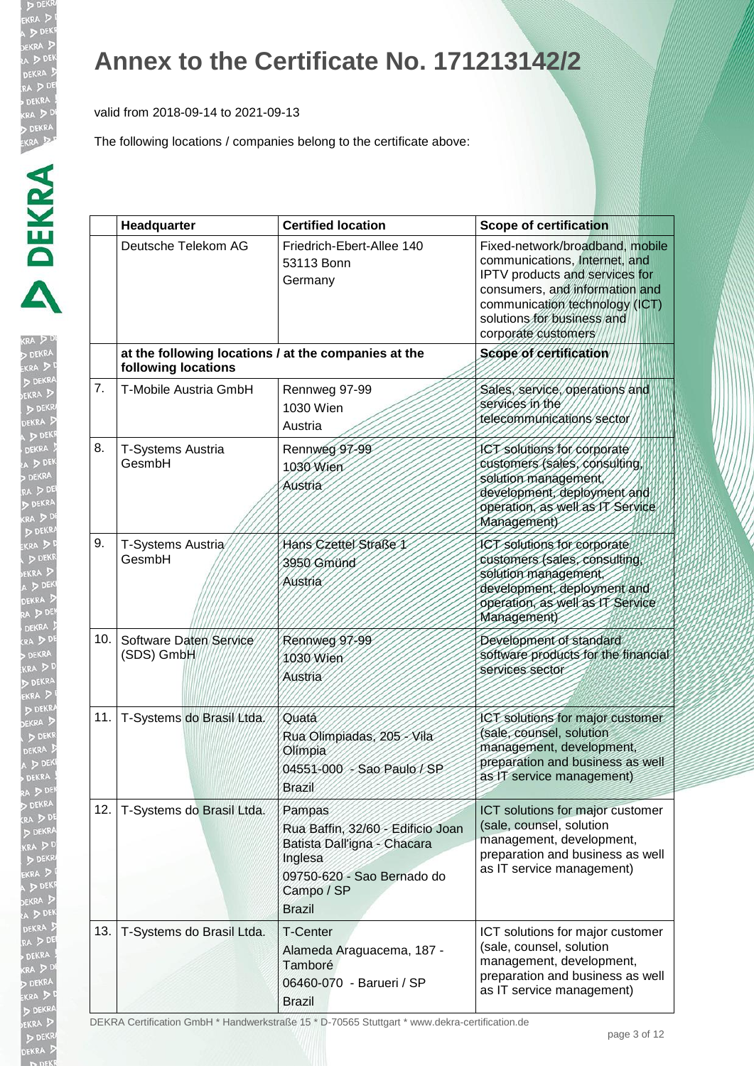# Annex to the Certificate No. 171213142/2

valid from 2018-09-14 to 2021-09-13

The following locations / companies belong to the certificate above:

| | Headquarter | Certified location | Scope of certification |
|---|---|---|---|
| | Deutsche Telekom AG | Friedrich-Ebert-Allee 140<br>53113 Bonn<br>Germany | Fixed-network/broadband, mobile communications, Internet, and IPTV products and services for consumers, and information and communication technology (ICT) solutions for business and corporate customers |
| | **at the following locations / at the companies at the following locations** | | **Scope of certification** |
| 7. | T-Mobile Austria GmbH | Rennweg 97-99<br>1030 Wien<br>Austria | Sales, service, operations and services in the telecommunications sector |
| 8. | T-Systems Austria GesmbH | Rennweg 97-99<br>1030 Wien<br>Austria | ICT solutions for corporate customers (sales, consulting, solution management, development, deployment and operation, as well as IT Service Management) |
| 9. | T-Systems Austria GesmbH | Hans Czettel Straße 1<br>3950 Gmünd<br>Austria | ICT solutions for corporate customers (sales, consulting, solution management, development, deployment and operation, as well as IT Service Management) |
| 10. | Software Daten Service (SDS) GmbH | Rennweg 97-99<br>1030 Wien<br>Austria | Development of standard software products for the financial services sector |
| 11. | T-Systems do Brasil Ltda. | Quatá<br>Rua Olimpiadas, 205 - Vila Olímpia<br>04551-000 - Sao Paulo / SP<br>Brazil | ICT solutions for major customer (sale, counsel, solution management, development, preparation and business as well as IT service management) |
| 12. | T-Systems do Brasil Ltda. | Pampas<br>Rua Baffin, 32/60 - Edificio Joan Batista Dall'igna - Chacara Inglesa<br>09750-620 - Sao Bernado do Campo / SP<br>Brazil | ICT solutions for major customer (sale, counsel, solution management, development, preparation and business as well as IT service management) |
| 13. | T-Systems do Brasil Ltda. | T-Center<br>Alameda Araguacema, 187 - Tamboré<br>06460-070 - Barueri / SP<br>Brazil | ICT solutions for major customer (sale, counsel, solution management, development, preparation and business as well as IT service management) |

DEKRA Certification GmbH * Handwerkstraße 15 * D-70565 Stuttgart * www.dekra-certification.de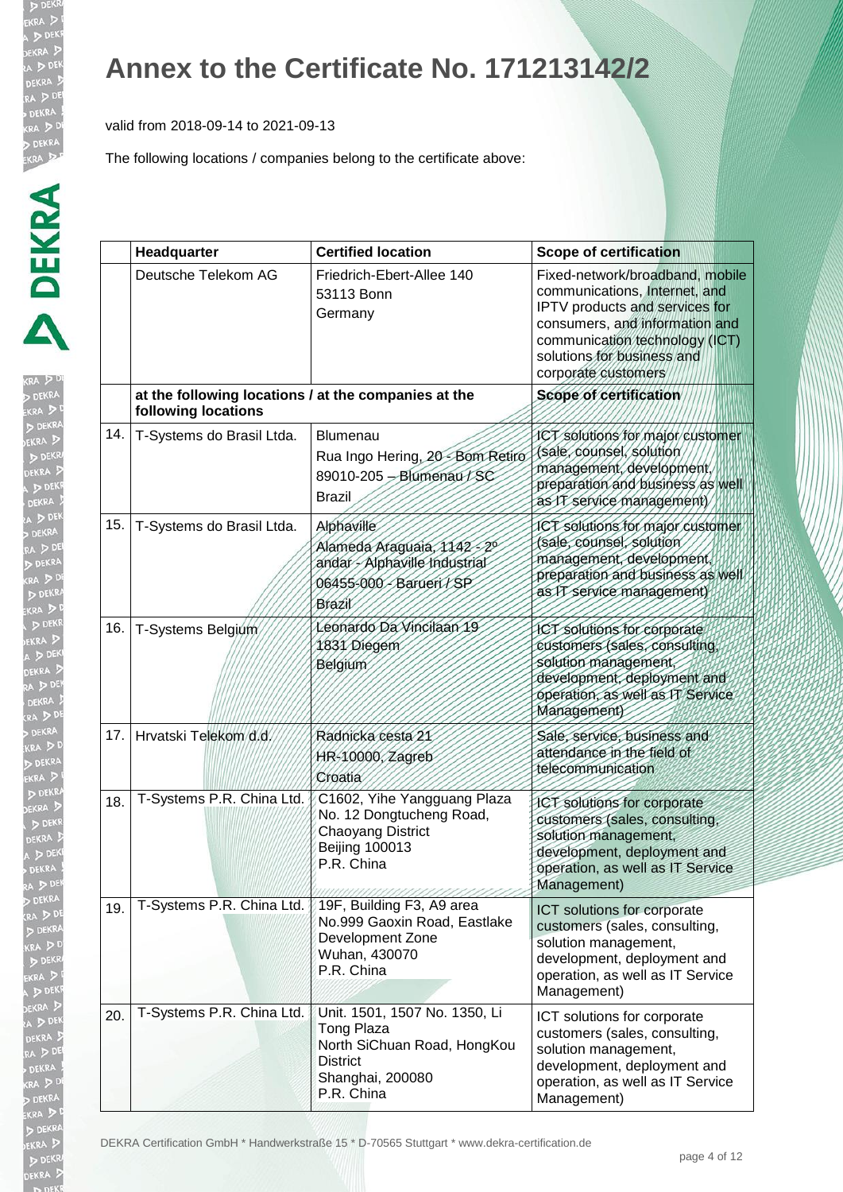# Annex to the Certificate No. 171213142/2

valid from 2018-09-14 to 2021-09-13

The following locations / companies belong to the certificate above:

| | Headquarter | Certified location | Scope of certification |
|---|---|---|---|
| | Deutsche Telekom AG | Friedrich-Ebert-Allee 140<br>53113 Bonn<br>Germany | Fixed-network/broadband, mobile communications, Internet, and IPTV products and services for consumers, and information and communication technology (ICT) solutions for business and corporate customers |
| | **at the following locations / at the companies at the following locations** | | **Scope of certification** |
| 14. | T-Systems do Brasil Ltda. | Blumenau<br>Rua Ingo Hering, 20 - Bom Retiro<br>89010-205 – Blumenau / SC<br>Brazil | ICT solutions for major customer (sale, counsel, solution management, development, preparation and business as well as IT service management) |
| 15. | T-Systems do Brasil Ltda. | Alphaville<br>Alameda Araguaia, 1142 - 2º andar - Alphaville Industrial<br>06455-000 - Barueri / SP<br>Brazil | ICT solutions for major customer (sale, counsel, solution management, development, preparation and business as well as IT service management) |
| 16. | T-Systems Belgium | Leonardo Da Vincilaan 19<br>1831 Diegem<br>Belgium | ICT solutions for corporate customers (sales, consulting, solution management, development, deployment and operation, as well as IT Service Management) |
| 17. | Hrvatski Telekom d.d. | Radnicka cesta 21<br>HR-10000, Zagreb<br>Croatia | Sale, service, business and attendance in the field of telecommunication |
| 18. | T-Systems P.R. China Ltd. | C1602, Yihe Yangguang Plaza<br>No. 12 Dongtucheng Road,<br>Chaoyang District<br>Beijing 100013<br>P.R. China | ICT solutions for corporate customers (sales, consulting, solution management, development, deployment and operation, as well as IT Service Management) |
| 19. | T-Systems P.R. China Ltd. | 19F, Building F3, A9 area<br>No.999 Gaoxin Road, Eastlake Development Zone<br>Wuhan, 430070<br>P.R. China | ICT solutions for corporate customers (sales, consulting, solution management, development, deployment and operation, as well as IT Service Management) |
| 20. | T-Systems P.R. China Ltd. | Unit. 1501, 1507 No. 1350, Li Tong Plaza<br>North SiChuan Road, HongKou District<br>Shanghai, 200080<br>P.R. China | ICT solutions for corporate customers (sales, consulting, solution management, development, deployment and operation, as well as IT Service Management) |

DEKRA Certification GmbH * Handwerkstraße 15 * D-70565 Stuttgart * www.dekra-certification.de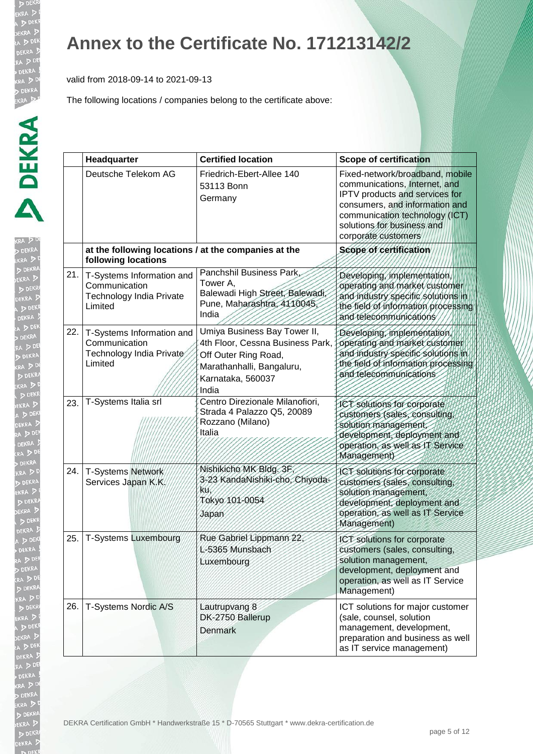# Annex to the Certificate No. 171213142/2

valid from 2018-09-14 to 2021-09-13

The following locations / companies belong to the certificate above:

| | Headquarter | Certified location | Scope of certification |
|---|---|---|---|
| | Deutsche Telekom AG | Friedrich-Ebert-Allee 140<br>53113 Bonn<br>Germany | Fixed-network/broadband, mobile communications, Internet, and IPTV products and services for consumers, and information and communication technology (ICT) solutions for business and corporate customers |
| | **at the following locations / at the companies at the following locations** | | **Scope of certification** |
| 21. | T-Systems Information and Communication Technology India Private Limited | Panchshil Business Park, Tower A,<br>Balewadi High Street, Balewadi, Pune, Maharashtra, 4110045, India | Developing, implementation, operating and market customer and industry specific solutions in the field of information processing and telecommunications |
| 22. | T-Systems Information and Communication Technology India Private Limited | Umiya Business Bay Tower II, 4th Floor, Cessna Business Park, Off Outer Ring Road, Marathanhalli, Bangaluru, Karnataka, 560037<br>India | Developing, implementation, operating and market customer and industry specific solutions in the field of information processing and telecommunications |
| 23. | T-Systems Italia srl | Centro Direzionale Milanofiori, Strada 4 Palazzo Q5, 20089 Rozzano (Milano)<br>Italia | ICT solutions for corporate customers (sales, consulting, solution management, development, deployment and operation, as well as IT Service Management) |
| 24. | T-Systems Network Services Japan K.K. | Nishikicho MK Bldg. 3F,<br>3-23 KandaNishiki-cho, Chiyoda-ku,<br>Tokyo 101-0054<br>Japan | ICT solutions for corporate customers (sales, consulting, solution management, development, deployment and operation, as well as IT Service Management) |
| 25. | T-Systems Luxembourg | Rue Gabriel Lippmann 22,<br>L-5365 Munsbach<br>Luxembourg | ICT solutions for corporate customers (sales, consulting, solution management, development, deployment and operation, as well as IT Service Management) |
| 26. | T-Systems Nordic A/S | Lautrupvang 8<br>DK-2750 Ballerup<br>Denmark | ICT solutions for major customer (sale, counsel, solution management, development, preparation and business as well as IT service management) |

DEKRA Certification GmbH * Handwerkstraße 15 * D-70565 Stuttgart * www.dekra-certification.de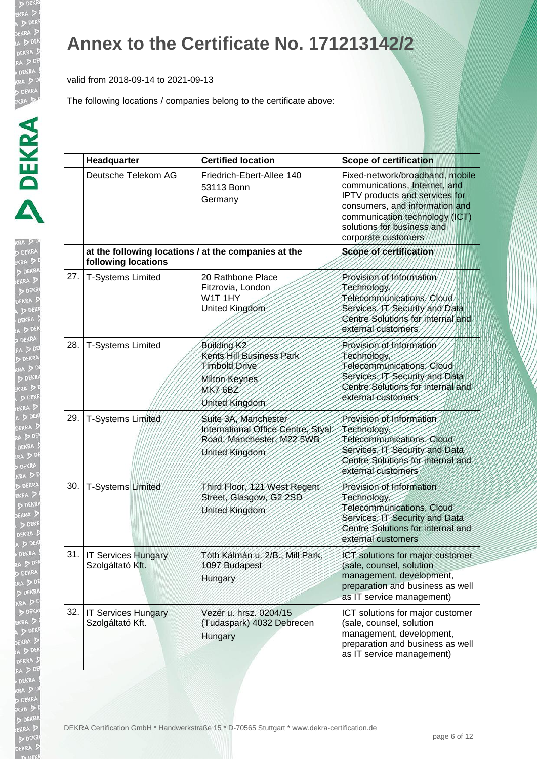# Annex to the Certificate No. 171213142/2

valid from 2018-09-14 to 2021-09-13

The following locations / companies belong to the certificate above:

| | Headquarter | Certified location | Scope of certification |
|---|---|---|---|
| | Deutsche Telekom AG | Friedrich-Ebert-Allee 140<br>53113 Bonn<br>Germany | Fixed-network/broadband, mobile communications, Internet, and IPTV products and services for consumers, and information and communication technology (ICT) solutions for business and corporate customers |
| | at the following locations / at the companies at the following locations | | Scope of certification |
| 27. | T-Systems Limited | 20 Rathbone Place<br>Fitzrovia, London<br>W1T 1HY<br>United Kingdom | Provision of Information Technology, Telecommunications, Cloud Services, IT Security and Data Centre Solutions for internal and external customers |
| 28. | T-Systems Limited | Building K2<br>Kents Hill Business Park<br>Timbold Drive<br>Milton Keynes<br>MK7 6BZ<br>United Kingdom | Provision of Information Technology, Telecommunications, Cloud Services, IT Security and Data Centre Solutions for internal and external customers |
| 29. | T-Systems Limited | Suite 3A, Manchester International Office Centre, Styal Road, Manchester, M22 5WB<br>United Kingdom | Provision of Information Technology, Telecommunications, Cloud Services, IT Security and Data Centre Solutions for internal and external customers |
| 30. | T-Systems Limited | Third Floor, 121 West Regent Street, Glasgow, G2 2SD<br>United Kingdom | Provision of Information Technology, Telecommunications, Cloud Services, IT Security and Data Centre Solutions for internal and external customers |
| 31. | IT Services Hungary Szolgáltató Kft. | Tóth Kálmán u. 2/B., Mill Park, 1097 Budapest<br>Hungary | ICT solutions for major customer (sale, counsel, solution management, development, preparation and business as well as IT service management) |
| 32. | IT Services Hungary Szolgáltató Kft. | Vezér u. hrsz. 0204/15 (Tudaspark) 4032 Debrecen<br>Hungary | ICT solutions for major customer (sale, counsel, solution management, development, preparation and business as well as IT service management) |

DEKRA Certification GmbH * Handwerkstraße 15 * D-70565 Stuttgart * www.dekra-certification.de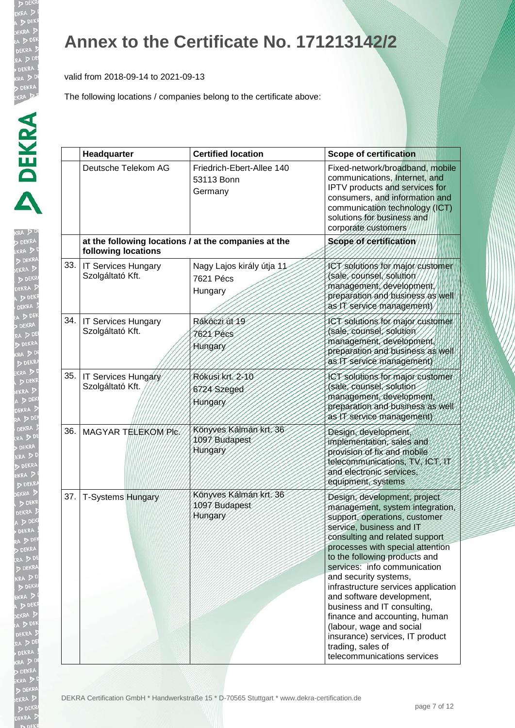# Annex to the Certificate No. 171213142/2

valid from 2018-09-14 to 2021-09-13

The following locations / companies belong to the certificate above:

| | Headquarter | Certified location | Scope of certification |
|---|---|---|---|
| | Deutsche Telekom AG | Friedrich-Ebert-Allee 140<br>53113 Bonn<br>Germany | Fixed-network/broadband, mobile communications, Internet, and IPTV products and services for consumers, and information and communication technology (ICT) solutions for business and corporate customers |
| | **at the following locations / at the companies at the following locations** | | **Scope of certification** |
| 33. | IT Services Hungary Szolgáltató Kft. | Nagy Lajos király útja 11<br>7621 Pécs<br>Hungary | ICT solutions for major customer (sale, counsel, solution management, development, preparation and business as well as IT service management) |
| 34. | IT Services Hungary Szolgáltató Kft. | Rákóczi út 19<br>7621 Pécs<br>Hungary | ICT solutions for major customer (sale, counsel, solution management, development, preparation and business as well as IT service management) |
| 35. | IT Services Hungary Szolgáltató Kft. | Rókusi krt. 2-10<br>6724 Szeged<br>Hungary | ICT solutions for major customer (sale, counsel, solution management, development, preparation and business as well as IT service management) |
| 36. | MAGYAR TELEKOM Plc. | Könyves Kálmán krt. 36<br>1097 Budapest<br>Hungary | Design, development, implementation, sales and provision of fix and mobile telecommunications, TV, ICT, IT and electronic services, equipment, systems |
| 37. | T-Systems Hungary | Könyves Kálmán krt. 36<br>1097 Budapest<br>Hungary | Design, development, project management, system integration, support, operations, customer service, business and IT consulting and related support processes with special attention to the following products and services: info communication and security systems, infrastructure services application and software development, business and IT consulting, finance and accounting, human (labour, wage and social insurance) services, IT product trading, sales of telecommunications services |

DEKRA Certification GmbH * Handwerkstraße 15 * D-70565 Stuttgart * www.dekra-certification.de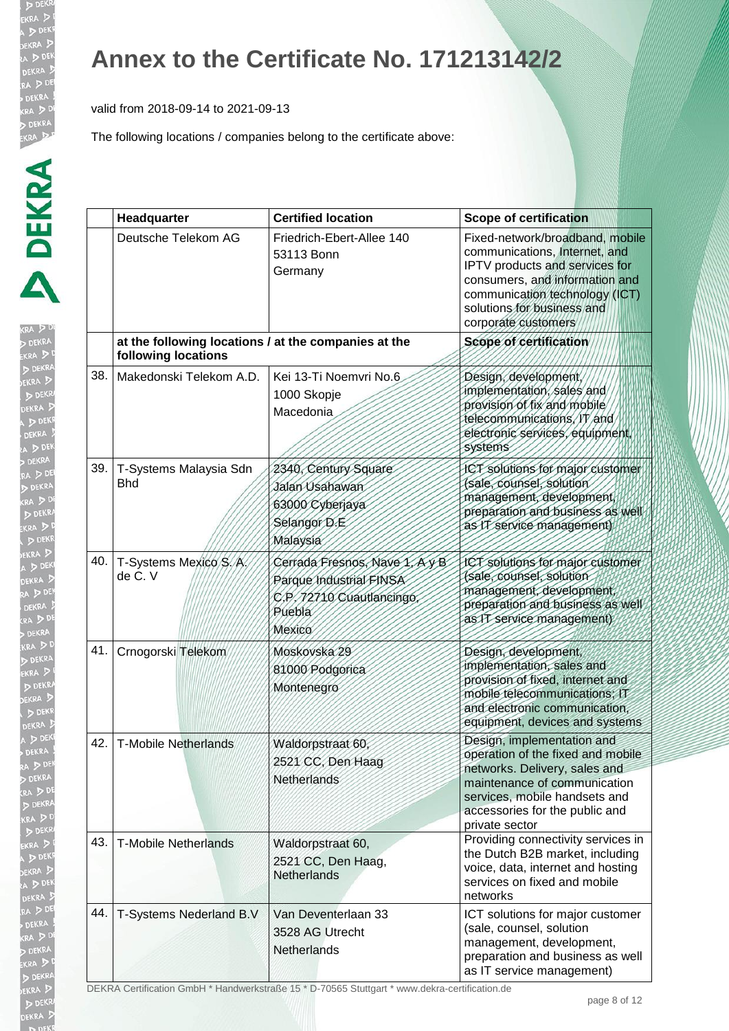# Annex to the Certificate No. 171213142/2

valid from 2018-09-14 to 2021-09-13

The following locations / companies belong to the certificate above:

| | Headquarter | Certified location | Scope of certification |
|---|---|---|---|
| | Deutsche Telekom AG | Friedrich-Ebert-Allee 140<br>53113 Bonn<br>Germany | Fixed-network/broadband, mobile communications, Internet, and IPTV products and services for consumers, and information and communication technology (ICT) solutions for business and corporate customers |
| | **at the following locations / at the companies at the following locations** | | **Scope of certification** |
| 38. | Makedonski Telekom A.D. | Kei 13-Ti Noemvri No.6<br>1000 Skopje<br>Macedonia | Design, development, implementation, sales and provision of fix and mobile telecommunications, IT and electronic services, equipment, systems |
| 39. | T-Systems Malaysia Sdn Bhd | 2340, Century Square<br>Jalan Usahawan<br>63000 Cyberjaya<br>Selangor D.E<br>Malaysia | ICT solutions for major customer (sale, counsel, solution management, development, preparation and business as well as IT service management) |
| 40. | T-Systems Mexico S. A. de C. V | Cerrada Fresnos, Nave 1, A y B<br>Parque Industrial FINSA<br>C.P. 72710 Cuautlancingo, Puebla<br>Mexico | ICT solutions for major customer (sale, counsel, solution management, development, preparation and business as well as IT service management) |
| 41. | Crnogorski Telekom | Moskovska 29<br>81000 Podgorica<br>Montenegro | Design, development, implementation, sales and provision of fixed, internet and mobile telecommunications; IT and electronic communication, equipment, devices and systems |
| 42. | T-Mobile Netherlands | Waldorpstraat 60,<br>2521 CC, Den Haag<br>Netherlands | Design, implementation and operation of the fixed and mobile networks. Delivery, sales and maintenance of communication services, mobile handsets and accessories for the public and private sector |
| 43. | T-Mobile Netherlands | Waldorpstraat 60,<br>2521 CC, Den Haag,<br>Netherlands | Providing connectivity services in the Dutch B2B market, including voice, data, internet and hosting services on fixed and mobile networks |
| 44. | T-Systems Nederland B.V | Van Deventerlaan 33<br>3528 AG Utrecht<br>Netherlands | ICT solutions for major customer (sale, counsel, solution management, development, preparation and business as well as IT service management) |

DEKRA Certification GmbH * Handwerkstraße 15 * D-70565 Stuttgart * www.dekra-certification.de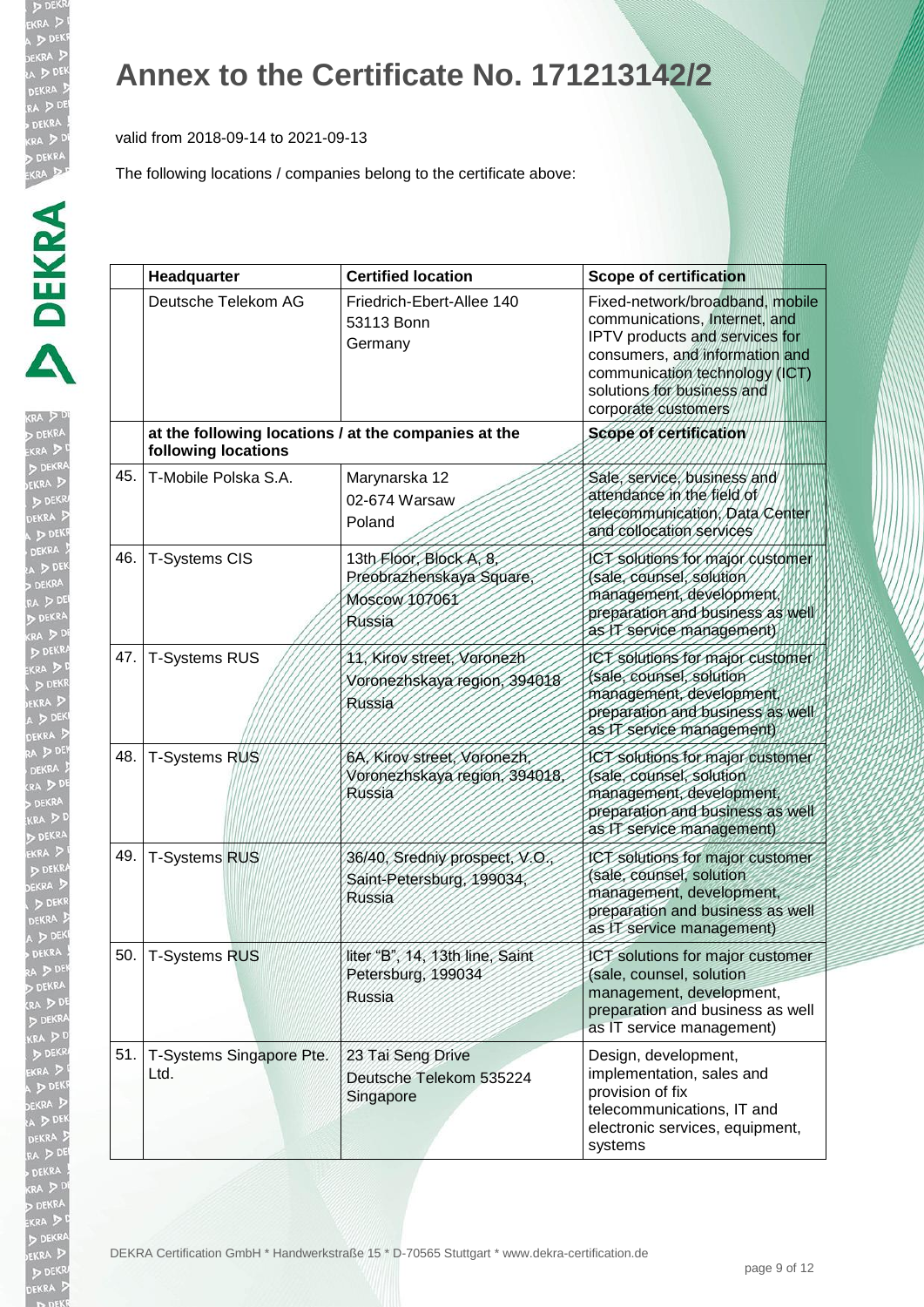# Annex to the Certificate No. 171213142/2

valid from 2018-09-14 to 2021-09-13

The following locations / companies belong to the certificate above:

| | Headquarter | Certified location | Scope of certification |
|---|---|---|---|
| | Deutsche Telekom AG | Friedrich-Ebert-Allee 140<br>53113 Bonn<br>Germany | Fixed-network/broadband, mobile communications, Internet, and IPTV products and services for consumers, and information and communication technology (ICT) solutions for business and corporate customers |
| | **at the following locations / at the companies at the following locations** | | **Scope of certification** |
| 45. | T-Mobile Polska S.A. | Marynarska 12<br>02-674 Warsaw<br>Poland | Sale, service, business and attendance in the field of telecommunication, Data Center and collocation services |
| 46. | T-Systems CIS | 13th Floor, Block A, 8,<br>Preobrazhenskaya Square,<br>Moscow 107061<br>Russia | ICT solutions for major customer (sale, counsel, solution management, development, preparation and business as well as IT service management) |
| 47. | T-Systems RUS | 11, Kirov street, Voronezh<br>Voronezhskaya region, 394018<br>Russia | ICT solutions for major customer (sale, counsel, solution management, development, preparation and business as well as IT service management) |
| 48. | T-Systems RUS | 6A, Kirov street, Voronezh,<br>Voronezhskaya region, 394018,<br>Russia | ICT solutions for major customer (sale, counsel, solution management, development, preparation and business as well as IT service management) |
| 49. | T-Systems RUS | 36/40, Sredniy prospect, V.O.,<br>Saint-Petersburg, 199034,<br>Russia | ICT solutions for major customer (sale, counsel, solution management, development, preparation and business as well as IT service management) |
| 50. | T-Systems RUS | liter "B", 14, 13th line, Saint Petersburg, 199034<br>Russia | ICT solutions for major customer (sale, counsel, solution management, development, preparation and business as well as IT service management) |
| 51. | T-Systems Singapore Pte. Ltd. | 23 Tai Seng Drive<br>Deutsche Telekom 535224<br>Singapore | Design, development, implementation, sales and provision of fix telecommunications, IT and electronic services, equipment, systems |

DEKRA Certification GmbH * Handwerkstraße 15 * D-70565 Stuttgart * www.dekra-certification.de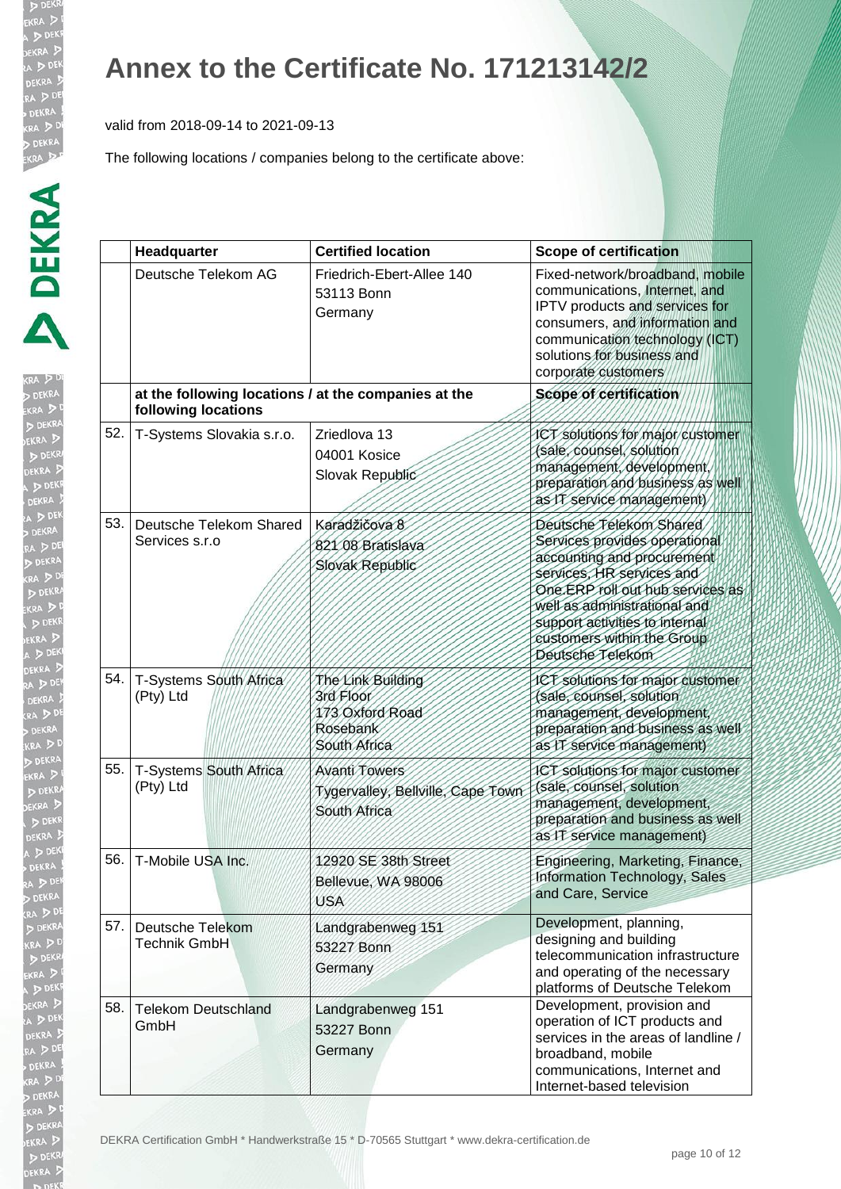# Annex to the Certificate No. 171213142/2

valid from 2018-09-14 to 2021-09-13

The following locations / companies belong to the certificate above:

| | Headquarter | Certified location | Scope of certification |
|---|---|---|---|
| | Deutsche Telekom AG | Friedrich-Ebert-Allee 140<br>53113 Bonn<br>Germany | Fixed-network/broadband, mobile communications, Internet, and IPTV products and services for consumers, and information and communication technology (ICT) solutions for business and corporate customers |
| | **at the following locations / at the companies at the following locations** | | **Scope of certification** |
| 52. | T-Systems Slovakia s.r.o. | Zriedlova 13<br>04001 Kosice<br>Slovak Republic | ICT solutions for major customer (sale, counsel, solution management, development, preparation and business as well as IT service management) |
| 53. | Deutsche Telekom Shared Services s.r.o | Karadžičova 8<br>821 08 Bratislava<br>Slovak Republic | Deutsche Telekom Shared Services provides operational accounting and procurement services, HR services and One.ERP roll out hub services as well as administrational and support activities to internal customers within the Group Deutsche Telekom |
| 54. | T-Systems South Africa (Pty) Ltd | The Link Building<br>3rd Floor<br>173 Oxford Road<br>Rosebank<br>South Africa | ICT solutions for major customer (sale, counsel, solution management, development, preparation and business as well as IT service management) |
| 55. | T-Systems South Africa (Pty) Ltd | Avanti Towers<br>Tygervalley, Bellville, Cape Town<br>South Africa | ICT solutions for major customer (sale, counsel, solution management, development, preparation and business as well as IT service management) |
| 56. | T-Mobile USA Inc. | 12920 SE 38th Street<br>Bellevue, WA 98006<br>USA | Engineering, Marketing, Finance, Information Technology, Sales and Care, Service |
| 57. | Deutsche Telekom Technik GmbH | Landgrabenweg 151<br>53227 Bonn<br>Germany | Development, planning, designing and building telecommunication infrastructure and operating of the necessary platforms of Deutsche Telekom |
| 58. | Telekom Deutschland GmbH | Landgrabenweg 151<br>53227 Bonn<br>Germany | Development, provision and operation of ICT products and services in the areas of landline / broadband, mobile communications, Internet and Internet-based television |

DEKRA Certification GmbH * Handwerkstraße 15 * D-70565 Stuttgart * www.dekra-certification.de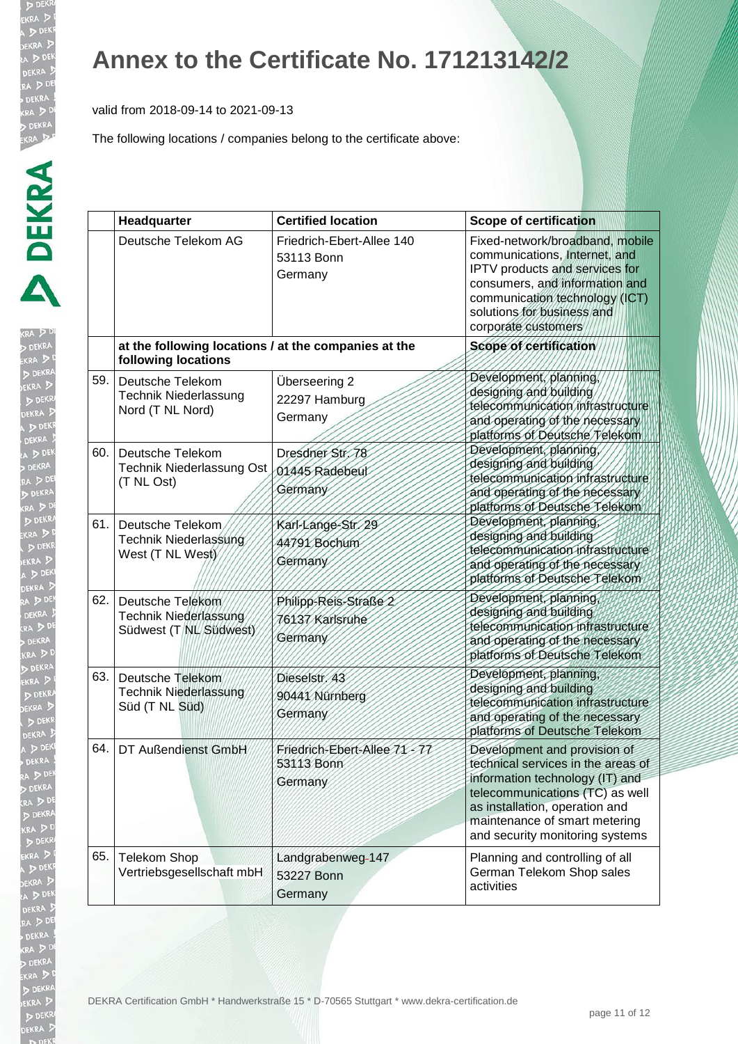# Annex to the Certificate No. 171213142/2

valid from 2018-09-14 to 2021-09-13

The following locations / companies belong to the certificate above:

| | Headquarter | Certified location | Scope of certification |
|---|---|---|---|
| | Deutsche Telekom AG | Friedrich-Ebert-Allee 140<br>53113 Bonn<br>Germany | Fixed-network/broadband, mobile communications, Internet, and IPTV products and services for consumers, and information and communication technology (ICT) solutions for business and corporate customers |
| | **at the following locations / at the companies at the following locations** | | **Scope of certification** |
| 59. | Deutsche Telekom Technik Niederlassung Nord (T NL Nord) | Überseering 2<br>22297 Hamburg<br>Germany | Development, planning, designing and building telecommunication infrastructure and operating of the necessary platforms of Deutsche Telekom |
| 60. | Deutsche Telekom Technik Niederlassung Ost (T NL Ost) | Dresdner Str. 78<br>01445 Radebeul<br>Germany | Development, planning, designing and building telecommunication infrastructure and operating of the necessary platforms of Deutsche Telekom |
| 61. | Deutsche Telekom Technik Niederlassung West (T NL West) | Karl-Lange-Str. 29<br>44791 Bochum<br>Germany | Development, planning, designing and building telecommunication infrastructure and operating of the necessary platforms of Deutsche Telekom |
| 62. | Deutsche Telekom Technik Niederlassung Südwest (T NL Südwest) | Philipp-Reis-Straße 2<br>76137 Karlsruhe<br>Germany | Development, planning, designing and building telecommunication infrastructure and operating of the necessary platforms of Deutsche Telekom |
| 63. | Deutsche Telekom Technik Niederlassung Süd (T NL Süd) | Dieselstr. 43<br>90441 Nürnberg<br>Germany | Development, planning, designing and building telecommunication infrastructure and operating of the necessary platforms of Deutsche Telekom |
| 64. | DT Außendienst GmbH | Friedrich-Ebert-Allee 71 - 77<br>53113 Bonn<br>Germany | Development and provision of technical services in the areas of information technology (IT) and telecommunications (TC) as well as installation, operation and maintenance of smart metering and security monitoring systems |
| 65. | Telekom Shop Vertriebsgesellschaft mbH | Landgrabenweg 147<br>53227 Bonn<br>Germany | Planning and controlling of all German Telekom Shop sales activities |

DEKRA Certification GmbH * Handwerkstraße 15 * D-70565 Stuttgart * www.dekra-certification.de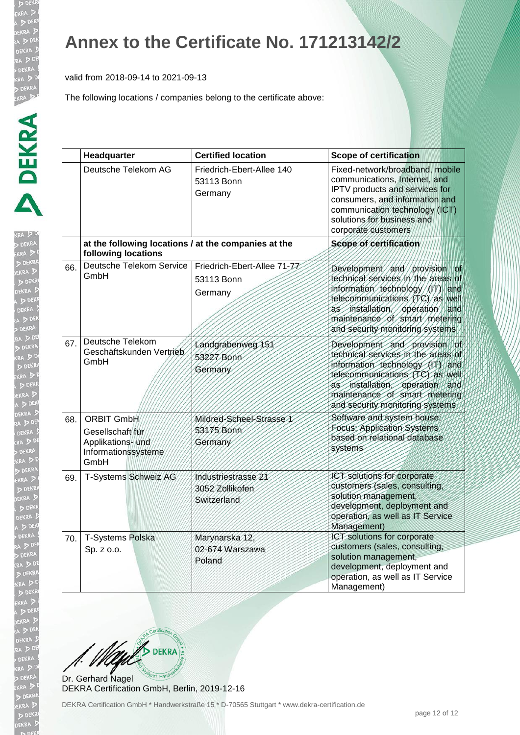# Annex to the Certificate No. 171213142/2

valid from 2018-09-14 to 2021-09-13

The following locations / companies belong to the certificate above:

| | Headquarter | Certified location | Scope of certification |
|---|---|---|---|
| | Deutsche Telekom AG | Friedrich-Ebert-Allee 140<br>53113 Bonn<br>Germany | Fixed-network/broadband, mobile communications, Internet, and IPTV products and services for consumers, and information and communication technology (ICT) solutions for business and corporate customers |
| | **at the following locations / at the companies at the following locations** | | **Scope of certification** |
| 66. | Deutsche Telekom Service GmbH | Friedrich-Ebert-Allee 71-77<br>53113 Bonn<br>Germany | Development and provision of technical services in the areas of information technology (IT) and telecommunications (TC) as well as installation, operation and maintenance of smart metering and security monitoring systems |
| 67. | Deutsche Telekom Geschäftskunden Vertrieb GmbH | Landgrabenweg 151<br>53227 Bonn<br>Germany | Development and provision of technical services in the areas of information technology (IT) and telecommunications (TC) as well as installation, operation and maintenance of smart metering and security monitoring systems |
| 68. | ORBIT GmbH Gesellschaft für Applikations- und Informationssysteme GmbH | Mildred-Scheel-Strasse 1<br>53175 Bonn<br>Germany | Software and system house; Focus: Application Systems based on relational database systems |
| 69. | T-Systems Schweiz AG | Industriestrasse 21<br>3052 Zollikofen<br>Switzerland | ICT solutions for corporate customers (sales, consulting, solution management, development, deployment and operation, as well as IT Service Management) |
| 70. | T-Systems Polska Sp. z o.o. | Marynarska 12,<br>02-674 Warszawa<br>Poland | ICT solutions for corporate customers (sales, consulting, solution management, development, deployment and operation, as well as IT Service Management) |

Dr. Gerhard Nagel
DEKRA Certification GmbH, Berlin, 2019-12-16

DEKRA Certification GmbH * Handwerkstraße 15 * D-70565 Stuttgart * www.dekra-certification.de